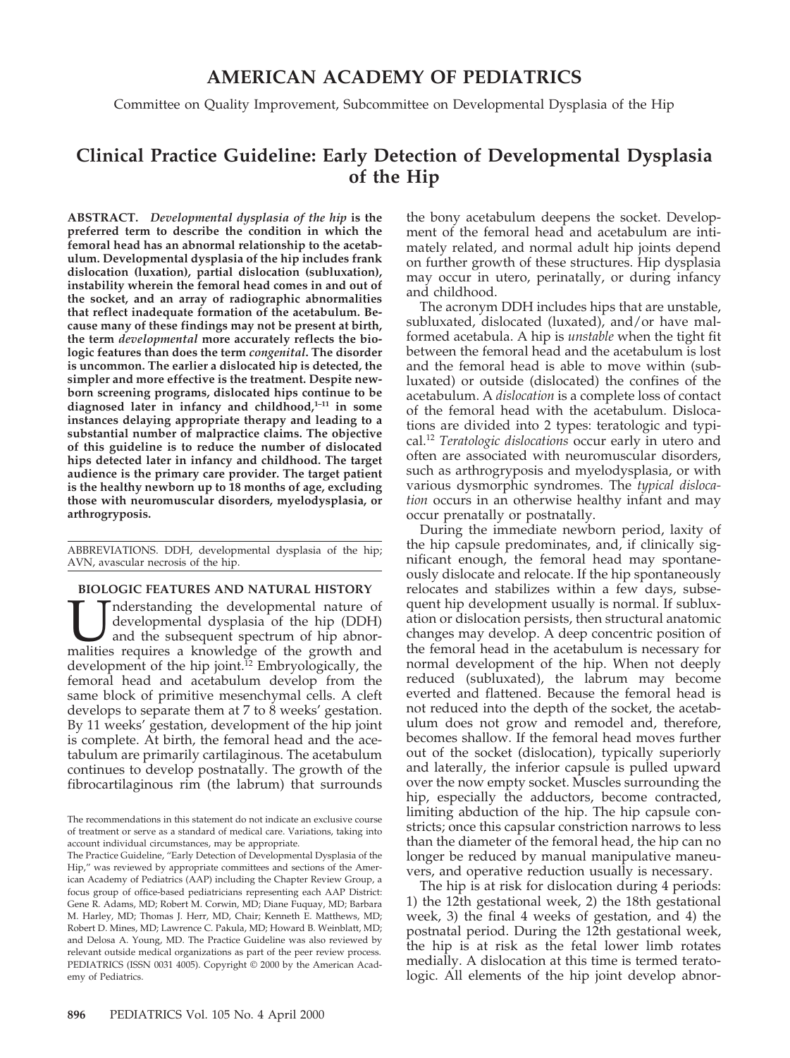# AMERICAN ACADEMY OF PEDIATRICS

Committee on Quality Improvement, Subcommittee on Developmental Dysplasia of the Hip

## Clinical Practice Guideline: Early Detection of Developmental Dysplasia of the Hip

**ABSTRACT.** ***Developmental dysplasia of the hip*** **is the preferred term to describe the condition in which the femoral head has an abnormal relationship to the acetabulum. Developmental dysplasia of the hip includes frank dislocation (luxation), partial dislocation (subluxation), instability wherein the femoral head comes in and out of the socket, and an array of radiographic abnormalities that reflect inadequate formation of the acetabulum. Because many of these findings may not be present at birth, the term** ***developmental*** **more accurately reflects the biologic features than does the term** ***congenital*****. The disorder is uncommon. The earlier a dislocated hip is detected, the simpler and more effective is the treatment. Despite newborn screening programs, dislocated hips continue to be diagnosed later in infancy and childhood,[1–11] in some instances delaying appropriate therapy and leading to a substantial number of malpractice claims. The objective of this guideline is to reduce the number of dislocated hips detected later in infancy and childhood. The target audience is the primary care provider. The target patient is the healthy newborn up to 18 months of age, excluding those with neuromuscular disorders, myelodysplasia, or arthrogryposis.**

ABBREVIATIONS. DDH, developmental dysplasia of the hip; AVN, avascular necrosis of the hip.

### BIOLOGIC FEATURES AND NATURAL HISTORY

Understanding the developmental nature of developmental dysplasia of the hip (DDH) and the subsequent spectrum of hip abnormalities requires a knowledge of the growth and development of the hip joint.[12] Embryologically, the femoral head and acetabulum develop from the same block of primitive mesenchymal cells. A cleft develops to separate them at 7 to 8 weeks' gestation. By 11 weeks' gestation, development of the hip joint is complete. At birth, the femoral head and the acetabulum are primarily cartilaginous. The acetabulum continues to develop postnatally. The growth of the fibrocartilaginous rim (the labrum) that surrounds the bony acetabulum deepens the socket. Development of the femoral head and acetabulum are intimately related, and normal adult hip joints depend on further growth of these structures. Hip dysplasia may occur in utero, perinatally, or during infancy and childhood.

The acronym DDH includes hips that are unstable, subluxated, dislocated (luxated), and/or have malformed acetabula. A hip is *unstable* when the tight fit between the femoral head and the acetabulum is lost and the femoral head is able to move within (subluxated) or outside (dislocated) the confines of the acetabulum. A *dislocation* is a complete loss of contact of the femoral head with the acetabulum. Dislocations are divided into 2 types: teratologic and typical.[12] *Teratologic dislocations* occur early in utero and often are associated with neuromuscular disorders, such as arthrogryposis and myelodysplasia, or with various dysmorphic syndromes. The *typical dislocation* occurs in an otherwise healthy infant and may occur prenatally or postnatally.

During the immediate newborn period, laxity of the hip capsule predominates, and, if clinically significant enough, the femoral head may spontaneously dislocate and relocate. If the hip spontaneously relocates and stabilizes within a few days, subsequent hip development usually is normal. If subluxation or dislocation persists, then structural anatomic changes may develop. A deep concentric position of the femoral head in the acetabulum is necessary for normal development of the hip. When not deeply reduced (subluxated), the labrum may become everted and flattened. Because the femoral head is not reduced into the depth of the socket, the acetabulum does not grow and remodel and, therefore, becomes shallow. If the femoral head moves further out of the socket (dislocation), typically superiorly and laterally, the inferior capsule is pulled upward over the now empty socket. Muscles surrounding the hip, especially the adductors, become contracted, limiting abduction of the hip. The hip capsule constricts; once this capsular constriction narrows to less than the diameter of the femoral head, the hip can no longer be reduced by manual manipulative maneuvers, and operative reduction usually is necessary.

The hip is at risk for dislocation during 4 periods: 1) the 12th gestational week, 2) the 18th gestational week, 3) the final 4 weeks of gestation, and 4) the postnatal period. During the 12th gestational week, the hip is at risk as the fetal lower limb rotates medially. A dislocation at this time is termed teratologic. All elements of the hip joint develop abnor-

The recommendations in this statement do not indicate an exclusive course of treatment or serve as a standard of medical care. Variations, taking into account individual circumstances, may be appropriate.

The Practice Guideline, "Early Detection of Developmental Dysplasia of the Hip," was reviewed by appropriate committees and sections of the American Academy of Pediatrics (AAP) including the Chapter Review Group, a focus group of office-based pediatricians representing each AAP District: Gene R. Adams, MD; Robert M. Corwin, MD; Diane Fuquay, MD; Barbara M. Harley, MD; Thomas J. Herr, MD, Chair; Kenneth E. Matthews, MD; Robert D. Mines, MD; Lawrence C. Pakula, MD; Howard B. Weinblatt, MD; and Delosa A. Young, MD. The Practice Guideline was also reviewed by relevant outside medical organizations as part of the peer review process. PEDIATRICS (ISSN 0031 4005). Copyright © 2000 by the American Academy of Pediatrics.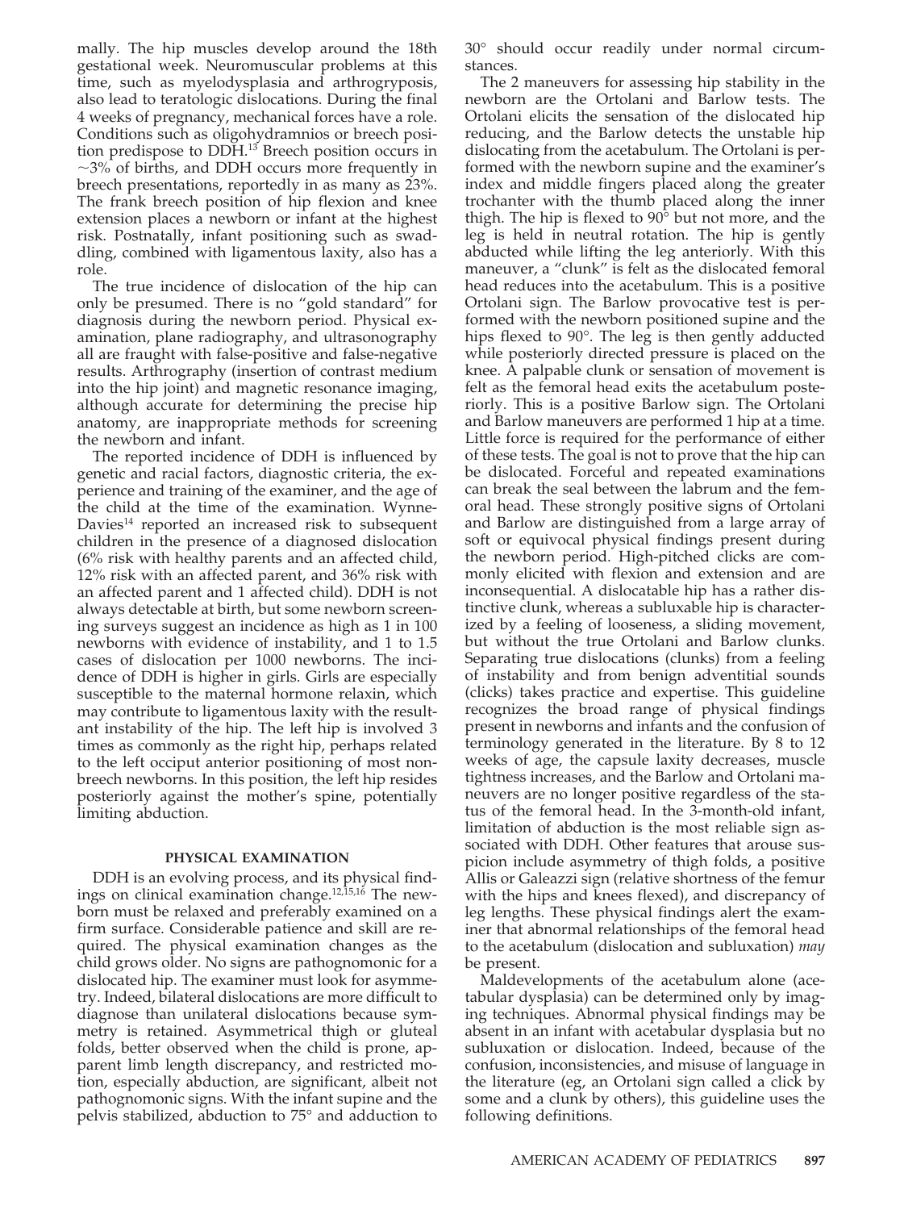mally. The hip muscles develop around the 18th gestational week. Neuromuscular problems at this time, such as myelodysplasia and arthrogryposis, also lead to teratologic dislocations. During the final 4 weeks of pregnancy, mechanical forces have a role. Conditions such as oligohydramnios or breech position predispose to DDH.[13] Breech position occurs in ~3% of births, and DDH occurs more frequently in breech presentations, reportedly in as many as 23%. The frank breech position of hip flexion and knee extension places a newborn or infant at the highest risk. Postnatally, infant positioning such as swaddling, combined with ligamentous laxity, also has a role.

The true incidence of dislocation of the hip can only be presumed. There is no "gold standard" for diagnosis during the newborn period. Physical examination, plane radiography, and ultrasonography all are fraught with false-positive and false-negative results. Arthrography (insertion of contrast medium into the hip joint) and magnetic resonance imaging, although accurate for determining the precise hip anatomy, are inappropriate methods for screening the newborn and infant.

The reported incidence of DDH is influenced by genetic and racial factors, diagnostic criteria, the experience and training of the examiner, and the age of the child at the time of the examination. Wynne-Davies[14] reported an increased risk to subsequent children in the presence of a diagnosed dislocation (6% risk with healthy parents and an affected child, 12% risk with an affected parent, and 36% risk with an affected parent and 1 affected child). DDH is not always detectable at birth, but some newborn screening surveys suggest an incidence as high as 1 in 100 newborns with evidence of instability, and 1 to 1.5 cases of dislocation per 1000 newborns. The incidence of DDH is higher in girls. Girls are especially susceptible to the maternal hormone relaxin, which may contribute to ligamentous laxity with the resultant instability of the hip. The left hip is involved 3 times as commonly as the right hip, perhaps related to the left occiput anterior positioning of most nonbreech newborns. In this position, the left hip resides posteriorly against the mother's spine, potentially limiting abduction.

## PHYSICAL EXAMINATION

DDH is an evolving process, and its physical findings on clinical examination change.[12,15,16] The newborn must be relaxed and preferably examined on a firm surface. Considerable patience and skill are required. The physical examination changes as the child grows older. No signs are pathognomonic for a dislocated hip. The examiner must look for asymmetry. Indeed, bilateral dislocations are more difficult to diagnose than unilateral dislocations because symmetry is retained. Asymmetrical thigh or gluteal folds, better observed when the child is prone, apparent limb length discrepancy, and restricted motion, especially abduction, are significant, albeit not pathognomonic signs. With the infant supine and the pelvis stabilized, abduction to 75° and adduction to 30° should occur readily under normal circumstances.

The 2 maneuvers for assessing hip stability in the newborn are the Ortolani and Barlow tests. The Ortolani elicits the sensation of the dislocated hip reducing, and the Barlow detects the unstable hip dislocating from the acetabulum. The Ortolani is performed with the newborn supine and the examiner's index and middle fingers placed along the greater trochanter with the thumb placed along the inner thigh. The hip is flexed to 90° but not more, and the leg is held in neutral rotation. The hip is gently abducted while lifting the leg anteriorly. With this maneuver, a "clunk" is felt as the dislocated femoral head reduces into the acetabulum. This is a positive Ortolani sign. The Barlow provocative test is performed with the newborn positioned supine and the hips flexed to 90°. The leg is then gently adducted while posteriorly directed pressure is placed on the knee. A palpable clunk or sensation of movement is felt as the femoral head exits the acetabulum posteriorly. This is a positive Barlow sign. The Ortolani and Barlow maneuvers are performed 1 hip at a time. Little force is required for the performance of either of these tests. The goal is not to prove that the hip can be dislocated. Forceful and repeated examinations can break the seal between the labrum and the femoral head. These strongly positive signs of Ortolani and Barlow are distinguished from a large array of soft or equivocal physical findings present during the newborn period. High-pitched clicks are commonly elicited with flexion and extension and are inconsequential. A dislocatable hip has a rather distinctive clunk, whereas a subluxable hip is characterized by a feeling of looseness, a sliding movement, but without the true Ortolani and Barlow clunks. Separating true dislocations (clunks) from a feeling of instability and from benign adventitial sounds (clicks) takes practice and expertise. This guideline recognizes the broad range of physical findings present in newborns and infants and the confusion of terminology generated in the literature. By 8 to 12 weeks of age, the capsule laxity decreases, muscle tightness increases, and the Barlow and Ortolani maneuvers are no longer positive regardless of the status of the femoral head. In the 3-month-old infant, limitation of abduction is the most reliable sign associated with DDH. Other features that arouse suspicion include asymmetry of thigh folds, a positive Allis or Galeazzi sign (relative shortness of the femur with the hips and knees flexed), and discrepancy of leg lengths. These physical findings alert the examiner that abnormal relationships of the femoral head to the acetabulum (dislocation and subluxation) *may* be present.

Maldevelopments of the acetabulum alone (acetabular dysplasia) can be determined only by imaging techniques. Abnormal physical findings may be absent in an infant with acetabular dysplasia but no subluxation or dislocation. Indeed, because of the confusion, inconsistencies, and misuse of language in the literature (eg, an Ortolani sign called a click by some and a clunk by others), this guideline uses the following definitions.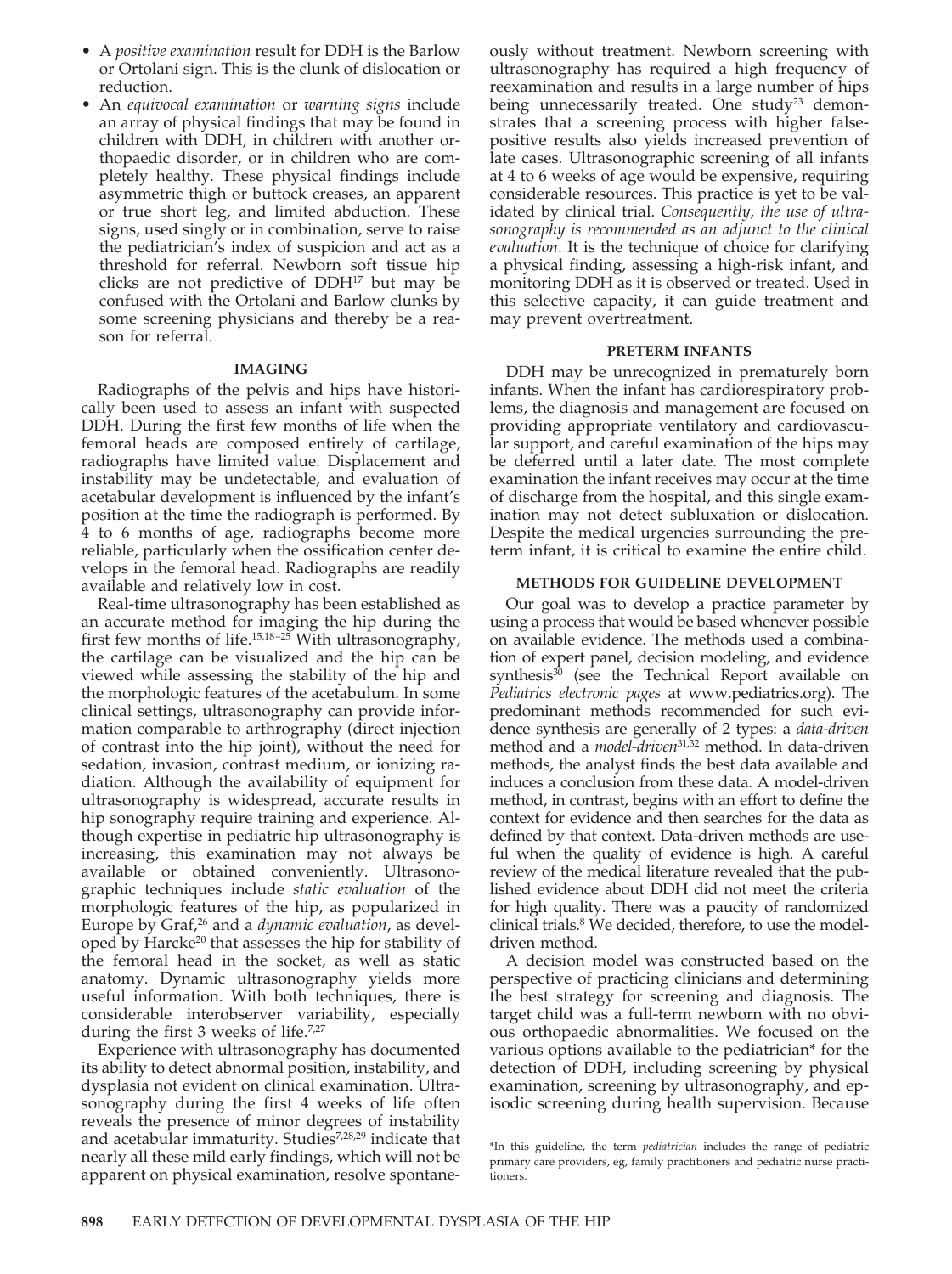- A *positive examination* result for DDH is the Barlow or Ortolani sign. This is the clunk of dislocation or reduction.
- An *equivocal examination* or *warning signs* include an array of physical findings that may be found in children with DDH, in children with another orthopaedic disorder, or in children who are completely healthy. These physical findings include asymmetric thigh or buttock creases, an apparent or true short leg, and limited abduction. These signs, used singly or in combination, serve to raise the pediatrician's index of suspicion and act as a threshold for referral. Newborn soft tissue hip clicks are not predictive of DDH[17] but may be confused with the Ortolani and Barlow clunks by some screening physicians and thereby be a reason for referral.

## IMAGING

Radiographs of the pelvis and hips have historically been used to assess an infant with suspected DDH. During the first few months of life when the femoral heads are composed entirely of cartilage, radiographs have limited value. Displacement and instability may be undetectable, and evaluation of acetabular development is influenced by the infant's position at the time the radiograph is performed. By 4 to 6 months of age, radiographs become more reliable, particularly when the ossification center develops in the femoral head. Radiographs are readily available and relatively low in cost.

Real-time ultrasonography has been established as an accurate method for imaging the hip during the first few months of life.[15,18–25] With ultrasonography, the cartilage can be visualized and the hip can be viewed while assessing the stability of the hip and the morphologic features of the acetabulum. In some clinical settings, ultrasonography can provide information comparable to arthrography (direct injection of contrast into the hip joint), without the need for sedation, invasion, contrast medium, or ionizing radiation. Although the availability of equipment for ultrasonography is widespread, accurate results in hip sonography require training and experience. Although expertise in pediatric hip ultrasonography is increasing, this examination may not always be available or obtained conveniently. Ultrasonographic techniques include *static evaluation* of the morphologic features of the hip, as popularized in Europe by Graf,[26] and a *dynamic evaluation*, as developed by Harcke[20] that assesses the hip for stability of the femoral head in the socket, as well as static anatomy. Dynamic ultrasonography yields more useful information. With both techniques, there is considerable interobserver variability, especially during the first 3 weeks of life.[7,27]

Experience with ultrasonography has documented its ability to detect abnormal position, instability, and dysplasia not evident on clinical examination. Ultrasonography during the first 4 weeks of life often reveals the presence of minor degrees of instability and acetabular immaturity. Studies[7,28,29] indicate that nearly all these mild early findings, which will not be apparent on physical examination, resolve spontaneously without treatment. Newborn screening with ultrasonography has required a high frequency of reexamination and results in a large number of hips being unnecessarily treated. One study[23] demonstrates that a screening process with higher false-positive results also yields increased prevention of late cases. Ultrasonographic screening of all infants at 4 to 6 weeks of age would be expensive, requiring considerable resources. This practice is yet to be validated by clinical trial. *Consequently, the use of ultrasonography is recommended as an adjunct to the clinical evaluation.* It is the technique of choice for clarifying a physical finding, assessing a high-risk infant, and monitoring DDH as it is observed or treated. Used in this selective capacity, it can guide treatment and may prevent overtreatment.

## PRETERM INFANTS

DDH may be unrecognized in prematurely born infants. When the infant has cardiorespiratory problems, the diagnosis and management are focused on providing appropriate ventilatory and cardiovascular support, and careful examination of the hips may be deferred until a later date. The most complete examination the infant receives may occur at the time of discharge from the hospital, and this single examination may not detect subluxation or dislocation. Despite the medical urgencies surrounding the preterm infant, it is critical to examine the entire child.

## METHODS FOR GUIDELINE DEVELOPMENT

Our goal was to develop a practice parameter by using a process that would be based whenever possible on available evidence. The methods used a combination of expert panel, decision modeling, and evidence synthesis[30] (see the Technical Report available on *Pediatrics electronic pages* at www.pediatrics.org). The predominant methods recommended for such evidence synthesis are generally of 2 types: a *data-driven* method and a *model-driven*[31,32] method. In data-driven methods, the analyst finds the best data available and induces a conclusion from these data. A model-driven method, in contrast, begins with an effort to define the context for evidence and then searches for the data as defined by that context. Data-driven methods are useful when the quality of evidence is high. A careful review of the medical literature revealed that the published evidence about DDH did not meet the criteria for high quality. There was a paucity of randomized clinical trials.[8] We decided, therefore, to use the model-driven method.

A decision model was constructed based on the perspective of practicing clinicians and determining the best strategy for screening and diagnosis. The target child was a full-term newborn with no obvious orthopaedic abnormalities. We focused on the various options available to the pediatrician* for the detection of DDH, including screening by physical examination, screening by ultrasonography, and episodic screening during health supervision. Because

*In this guideline, the term *pediatrician* includes the range of pediatric primary care providers, eg, family practitioners and pediatric nurse practitioners.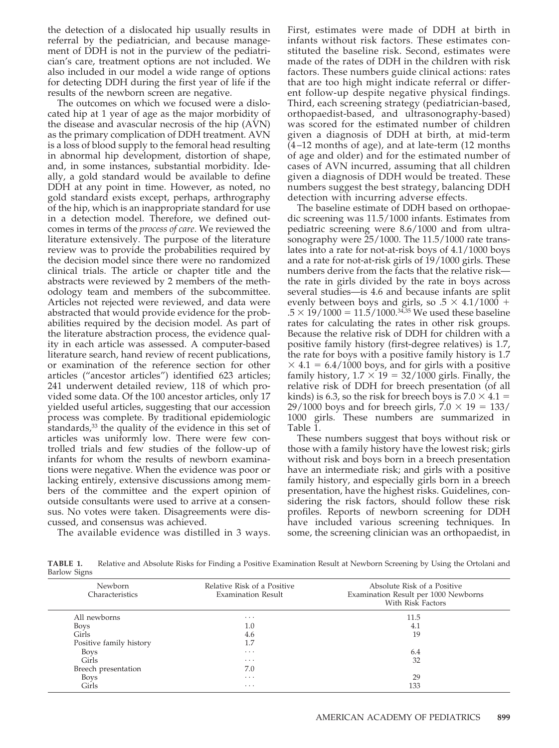the detection of a dislocated hip usually results in referral by the pediatrician, and because management of DDH is not in the purview of the pediatrician's care, treatment options are not included. We also included in our model a wide range of options for detecting DDH during the first year of life if the results of the newborn screen are negative.

The outcomes on which we focused were a dislocated hip at 1 year of age as the major morbidity of the disease and avascular necrosis of the hip (AVN) as the primary complication of DDH treatment. AVN is a loss of blood supply to the femoral head resulting in abnormal hip development, distortion of shape, and, in some instances, substantial morbidity. Ideally, a gold standard would be available to define DDH at any point in time. However, as noted, no gold standard exists except, perhaps, arthrography of the hip, which is an inappropriate standard for use in a detection model. Therefore, we defined outcomes in terms of the *process of care*. We reviewed the literature extensively. The purpose of the literature review was to provide the probabilities required by the decision model since there were no randomized clinical trials. The article or chapter title and the abstracts were reviewed by 2 members of the methodology team and members of the subcommittee. Articles not rejected were reviewed, and data were abstracted that would provide evidence for the probabilities required by the decision model. As part of the literature abstraction process, the evidence quality in each article was assessed. A computer-based literature search, hand review of recent publications, or examination of the reference section for other articles ("ancestor articles") identified 623 articles; 241 underwent detailed review, 118 of which provided some data. Of the 100 ancestor articles, only 17 yielded useful articles, suggesting that our accession process was complete. By traditional epidemiologic standards,[33] the quality of the evidence in this set of articles was uniformly low. There were few controlled trials and few studies of the follow-up of infants for whom the results of newborn examinations were negative. When the evidence was poor or lacking entirely, extensive discussions among members of the committee and the expert opinion of outside consultants were used to arrive at a consensus. No votes were taken. Disagreements were discussed, and consensus was achieved.

The available evidence was distilled in 3 ways. First, estimates were made of DDH at birth in infants without risk factors. These estimates constituted the baseline risk. Second, estimates were made of the rates of DDH in the children with risk factors. These numbers guide clinical actions: rates that are too high might indicate referral or different follow-up despite negative physical findings. Third, each screening strategy (pediatrician-based, orthopaedist-based, and ultrasonography-based) was scored for the estimated number of children given a diagnosis of DDH at birth, at mid-term (4–12 months of age), and at late-term (12 months of age and older) and for the estimated number of cases of AVN incurred, assuming that all children given a diagnosis of DDH would be treated. These numbers suggest the best strategy, balancing DDH detection with incurring adverse effects.

The baseline estimate of DDH based on orthopaedic screening was 11.5/1000 infants. Estimates from pediatric screening were 8.6/1000 and from ultrasonography were 25/1000. The 11.5/1000 rate translates into a rate for not-at-risk boys of 4.1/1000 boys and a rate for not-at-risk girls of 19/1000 girls. These numbers derive from the facts that the relative risk—the rate in girls divided by the rate in boys across several studies—is 4.6 and because infants are split evenly between boys and girls, so $.5 \times 4.1/1000 + .5 \times 19/1000 = 11.5/1000$.[34,35] We used these baseline rates for calculating the rates in other risk groups. Because the relative risk of DDH for children with a positive family history (first-degree relatives) is 1.7, the rate for boys with a positive family history is $1.7 \times 4.1 = 6.4/1000$ boys, and for girls with a positive family history, $1.7 \times 19 = 32/1000$ girls. Finally, the relative risk of DDH for breech presentation (of all kinds) is 6.3, so the risk for breech boys is $7.0 \times 4.1 = 29/1000$ boys and for breech girls, $7.0 \times 19 = 133/1000$ girls. These numbers are summarized in Table 1.

These numbers suggest that boys without risk or those with a family history have the lowest risk; girls without risk and boys born in a breech presentation have an intermediate risk; and girls with a positive family history, and especially girls born in a breech presentation, have the highest risks. Guidelines, considering the risk factors, should follow these risk profiles. Reports of newborn screening for DDH have included various screening techniques. In some, the screening clinician was an orthopaedist, in

**TABLE 1.** Relative and Absolute Risks for Finding a Positive Examination Result at Newborn Screening by Using the Ortolani and Barlow Signs

| Newborn Characteristics | Relative Risk of a Positive Examination Result | Absolute Risk of a Positive Examination Result per 1000 Newborns With Risk Factors |
|---|---|---|
| All newborns | ··· | 11.5 |
| Boys | 1.0 | 4.1 |
| Girls | 4.6 | 19 |
| Positive family history | 1.7 | |
| Boys | ··· | 6.4 |
| Girls | ··· | 32 |
| Breech presentation | 7.0 | |
| Boys | ··· | 29 |
| Girls | ··· | 133 |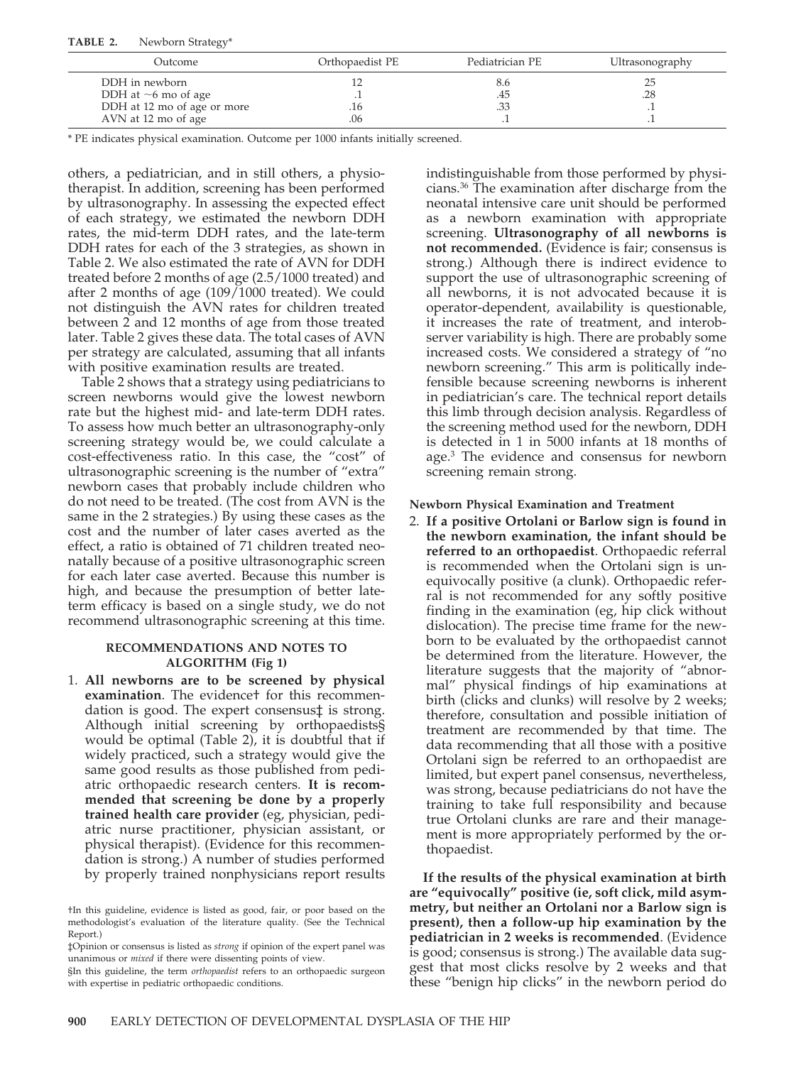**TABLE 2.** Newborn Strategy*

| Outcome | Orthopaedist PE | Pediatrician PE | Ultrasonography |
|---|---|---|---|
| DDH in newborn | 12 | 8.6 | 25 |
| DDH at ~6 mo of age | .1 | .45 | .28 |
| DDH at 12 mo of age or more | .16 | .33 | .1 |
| AVN at 12 mo of age | .06 | .1 | .1 |

* PE indicates physical examination. Outcome per 1000 infants initially screened.

others, a pediatrician, and in still others, a physiotherapist. In addition, screening has been performed by ultrasonography. In assessing the expected effect of each strategy, we estimated the newborn DDH rates, the mid-term DDH rates, and the late-term DDH rates for each of the 3 strategies, as shown in Table 2. We also estimated the rate of AVN for DDH treated before 2 months of age (2.5/1000 treated) and after 2 months of age (109/1000 treated). We could not distinguish the AVN rates for children treated between 2 and 12 months of age from those treated later. Table 2 gives these data. The total cases of AVN per strategy are calculated, assuming that all infants with positive examination results are treated.

Table 2 shows that a strategy using pediatricians to screen newborns would give the lowest newborn rate but the highest mid- and late-term DDH rates. To assess how much better an ultrasonography-only screening strategy would be, we could calculate a cost-effectiveness ratio. In this case, the "cost" of ultrasonographic screening is the number of "extra" newborn cases that probably include children who do not need to be treated. (The cost from AVN is the same in the 2 strategies.) By using these cases as the cost and the number of later cases averted as the effect, a ratio is obtained of 71 children treated neonatally because of a positive ultrasonographic screen for each later case averted. Because this number is high, and because the presumption of better late-term efficacy is based on a single study, we do not recommend ultrasonographic screening at this time.

## RECOMMENDATIONS AND NOTES TO ALGORITHM (Fig 1)

1. **All newborns are to be screened by physical examination**. The evidence† for this recommendation is good. The expert consensus‡ is strong. Although initial screening by orthopaedists§ would be optimal (Table 2), it is doubtful that if widely practiced, such a strategy would give the same good results as those published from pediatric orthopaedic research centers. **It is recommended that screening be done by a properly trained health care provider** (eg, physician, pediatric nurse practitioner, physician assistant, or physical therapist). (Evidence for this recommendation is strong.) A number of studies performed by properly trained nonphysicians report results indistinguishable from those performed by physicians.[36] The examination after discharge from the neonatal intensive care unit should be performed as a newborn examination with appropriate screening. **Ultrasonography of all newborns is not recommended.** (Evidence is fair; consensus is strong.) Although there is indirect evidence to support the use of ultrasonographic screening of all newborns, it is not advocated because it is operator-dependent, availability is questionable, it increases the rate of treatment, and interobserver variability is high. There are probably some increased costs. We considered a strategy of "no newborn screening." This arm is politically indefensible because screening newborns is inherent in pediatrician's care. The technical report details this limb through decision analysis. Regardless of the screening method used for the newborn, DDH is detected in 1 in 5000 infants at 18 months of age.[3] The evidence and consensus for newborn screening remain strong.

### Newborn Physical Examination and Treatment

2. **If a positive Ortolani or Barlow sign is found in the newborn examination, the infant should be referred to an orthopaedist**. Orthopaedic referral is recommended when the Ortolani sign is unequivocally positive (a clunk). Orthopaedic referral is not recommended for any softly positive finding in the examination (eg, hip click without dislocation). The precise time frame for the newborn to be evaluated by the orthopaedist cannot be determined from the literature. However, the literature suggests that the majority of "abnormal" physical findings of hip examinations at birth (clicks and clunks) will resolve by 2 weeks; therefore, consultation and possible initiation of treatment are recommended by that time. The data recommending that all those with a positive Ortolani sign be referred to an orthopaedist are limited, but expert panel consensus, nevertheless, was strong, because pediatricians do not have the training to take full responsibility and because true Ortolani clunks are rare and their management is more appropriately performed by the orthopaedist.

**If the results of the physical examination at birth are "equivocally" positive (ie, soft click, mild asymmetry, but neither an Ortolani nor a Barlow sign is present), then a follow-up hip examination by the pediatrician in 2 weeks is recommended**. (Evidence is good; consensus is strong.) The available data suggest that most clicks resolve by 2 weeks and that these "benign hip clicks" in the newborn period do

†In this guideline, evidence is listed as good, fair, or poor based on the methodologist's evaluation of the literature quality. (See the Technical Report.)

‡Opinion or consensus is listed as *strong* if opinion of the expert panel was unanimous or *mixed* if there were dissenting points of view.

§In this guideline, the term *orthopaedist* refers to an orthopaedic surgeon with expertise in pediatric orthopaedic conditions.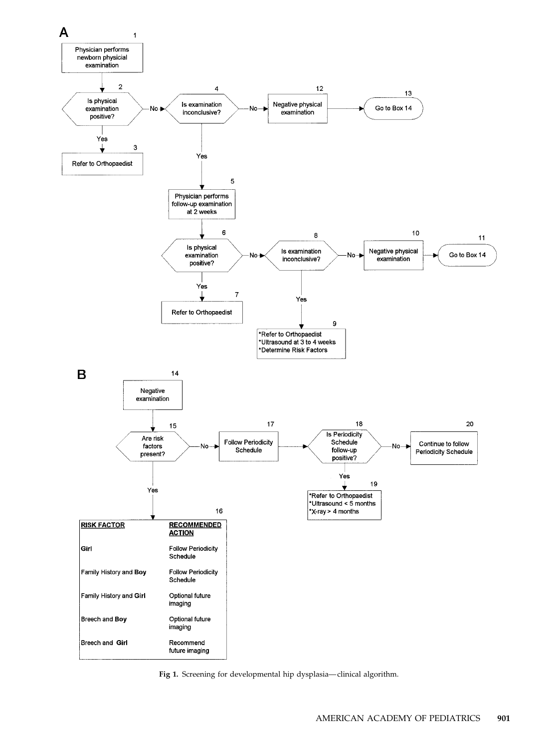**A**

1. Physician performs newborn physicial examination
2. Is physical examination positive?
   - Yes → 3. Refer to Orthopaedist
   - No → 4. Is examination inconclusive?
     - No → 12. Negative physical examination → 13. Go to Box 14
     - Yes → 5. Physician performs follow-up examination at 2 weeks
       - 6. Is physical examination positive?
         - Yes → 7. Refer to Orthopaedist
         - No → 8. Is examination inconclusive?
           - No → 10. Negative physical examination → 11. Go to Box 14
           - Yes → 9. *Refer to Orthopaedist *Ultrasound at 3 to 4 weeks *Determine Risk Factors

**B**

14. Negative examination
15. Are risk factors present?
   - No → 17. Follow Periodicity Schedule → 18. Is Periodicity Schedule follow-up positive?
     - No → 20. Continue to follow Periodicity Schedule
     - Yes → 19. *Refer to Orthopaedist *Ultrasound < 5 months *X-ray > 4 months
   - Yes → 16.

| RISK FACTOR | RECOMMENDED ACTION |
|---|---|
| **Girl** | Follow Periodicity Schedule |
| Family History and **Boy** | Follow Periodicity Schedule |
| Family History and **Girl** | Optional future imaging |
| Breech and **Boy** | Optional future imaging |
| Breech and **Girl** | Recommend future imaging |

**Fig 1.** Screening for developmental hip dysplasia—clinical algorithm.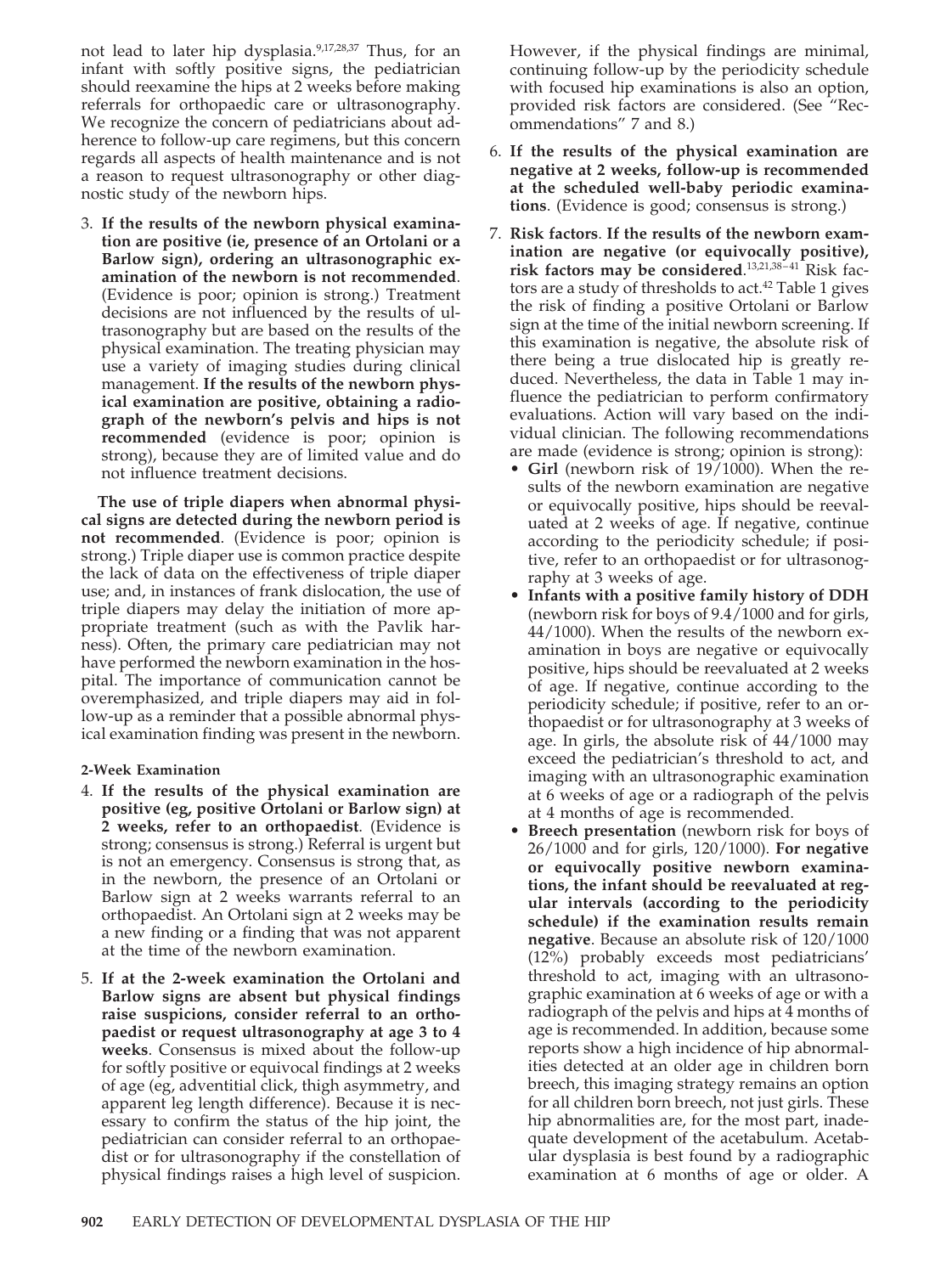not lead to later hip dysplasia.[9,17,28,37] Thus, for an infant with softly positive signs, the pediatrician should reexamine the hips at 2 weeks before making referrals for orthopaedic care or ultrasonography. We recognize the concern of pediatricians about adherence to follow-up care regimens, but this concern regards all aspects of health maintenance and is not a reason to request ultrasonography or other diagnostic study of the newborn hips.

3. **If the results of the newborn physical examination are positive (ie, presence of an Ortolani or a Barlow sign), ordering an ultrasonographic examination of the newborn is not recommended**. (Evidence is poor; opinion is strong.) Treatment decisions are not influenced by the results of ultrasonography but are based on the results of the physical examination. The treating physician may use a variety of imaging studies during clinical management. **If the results of the newborn physical examination are positive, obtaining a radiograph of the newborn's pelvis and hips is not recommended** (evidence is poor; opinion is strong), because they are of limited value and do not influence treatment decisions.

**The use of triple diapers when abnormal physical signs are detected during the newborn period is not recommended**. (Evidence is poor; opinion is strong.) Triple diaper use is common practice despite the lack of data on the effectiveness of triple diaper use; and, in instances of frank dislocation, the use of triple diapers may delay the initiation of more appropriate treatment (such as with the Pavlik harness). Often, the primary care pediatrician may not have performed the newborn examination in the hospital. The importance of communication cannot be overemphasized, and triple diapers may aid in follow-up as a reminder that a possible abnormal physical examination finding was present in the newborn.

#### 2-Week Examination

4. **If the results of the physical examination are positive (eg, positive Ortolani or Barlow sign) at 2 weeks, refer to an orthopaedist**. (Evidence is strong; consensus is strong.) Referral is urgent but is not an emergency. Consensus is strong that, as in the newborn, the presence of an Ortolani or Barlow sign at 2 weeks warrants referral to an orthopaedist. An Ortolani sign at 2 weeks may be a new finding or a finding that was not apparent at the time of the newborn examination.

5. **If at the 2-week examination the Ortolani and Barlow signs are absent but physical findings raise suspicions, consider referral to an orthopaedist or request ultrasonography at age 3 to 4 weeks**. Consensus is mixed about the follow-up for softly positive or equivocal findings at 2 weeks of age (eg, adventitial click, thigh asymmetry, and apparent leg length difference). Because it is necessary to confirm the status of the hip joint, the pediatrician can consider referral to an orthopaedist or for ultrasonography if the constellation of physical findings raises a high level of suspicion. However, if the physical findings are minimal, continuing follow-up by the periodicity schedule with focused hip examinations is also an option, provided risk factors are considered. (See "Recommendations" 7 and 8.)

6. **If the results of the physical examination are negative at 2 weeks, follow-up is recommended at the scheduled well-baby periodic examinations**. (Evidence is good; consensus is strong.)

7. **Risk factors**. **If the results of the newborn examination are negative (or equivocally positive), risk factors may be considered**.[13,21,38–41] Risk factors are a study of thresholds to act.[42] Table 1 gives the risk of finding a positive Ortolani or Barlow sign at the time of the initial newborn screening. If this examination is negative, the absolute risk of there being a true dislocated hip is greatly reduced. Nevertheless, the data in Table 1 may influence the pediatrician to perform confirmatory evaluations. Action will vary based on the individual clinician. The following recommendations are made (evidence is strong; opinion is strong):
   - **Girl** (newborn risk of 19/1000). When the results of the newborn examination are negative or equivocally positive, hips should be reevaluated at 2 weeks of age. If negative, continue according to the periodicity schedule; if positive, refer to an orthopaedist or for ultrasonography at 3 weeks of age.
   - **Infants with a positive family history of DDH** (newborn risk for boys of 9.4/1000 and for girls, 44/1000). When the results of the newborn examination in boys are negative or equivocally positive, hips should be reevaluated at 2 weeks of age. If negative, continue according to the periodicity schedule; if positive, refer to an orthopaedist or for ultrasonography at 3 weeks of age. In girls, the absolute risk of 44/1000 may exceed the pediatrician's threshold to act, and imaging with an ultrasonographic examination at 6 weeks of age or a radiograph of the pelvis at 4 months of age is recommended.
   - **Breech presentation** (newborn risk for boys of 26/1000 and for girls, 120/1000). **For negative or equivocally positive newborn examinations, the infant should be reevaluated at regular intervals (according to the periodicity schedule) if the examination results remain negative**. Because an absolute risk of 120/1000 (12%) probably exceeds most pediatricians' threshold to act, imaging with an ultrasonographic examination at 6 weeks of age or with a radiograph of the pelvis and hips at 4 months of age is recommended. In addition, because some reports show a high incidence of hip abnormalities detected at an older age in children born breech, this imaging strategy remains an option for all children born breech, not just girls. These hip abnormalities are, for the most part, inadequate development of the acetabulum. Acetabular dysplasia is best found by a radiographic examination at 6 months of age or older. A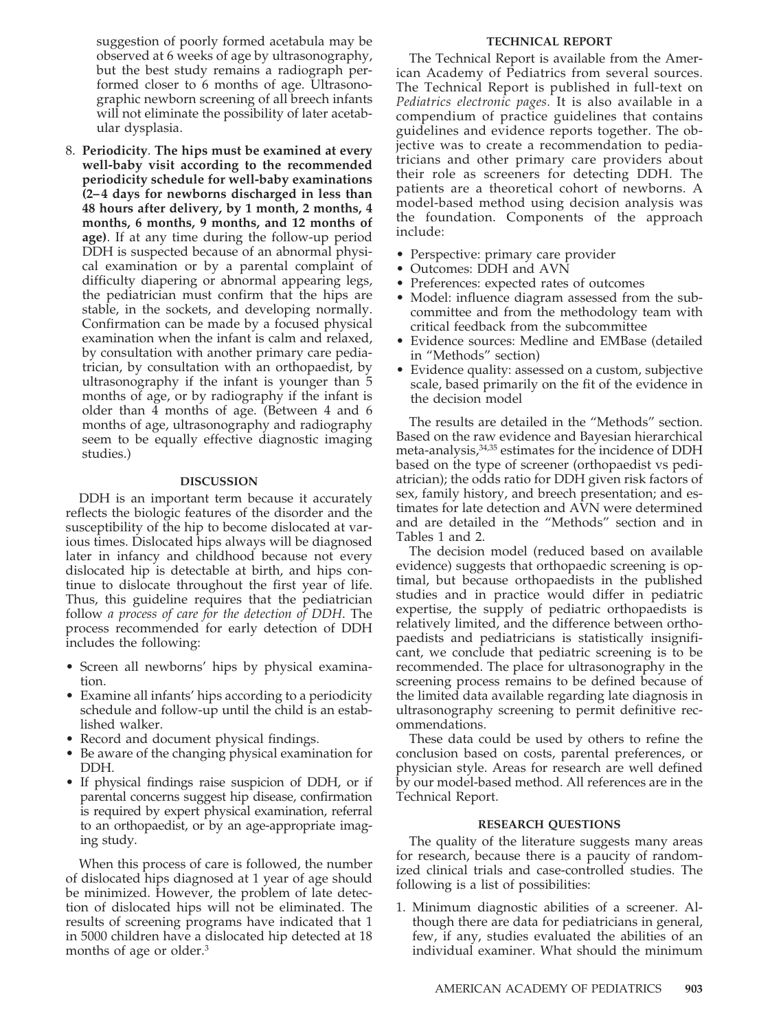suggestion of poorly formed acetabula may be observed at 6 weeks of age by ultrasonography, but the best study remains a radiograph performed closer to 6 months of age. Ultrasonographic newborn screening of all breech infants will not eliminate the possibility of later acetabular dysplasia.

8. **Periodicity**. **The hips must be examined at every well-baby visit according to the recommended periodicity schedule for well-baby examinations (2–4 days for newborns discharged in less than 48 hours after delivery, by 1 month, 2 months, 4 months, 6 months, 9 months, and 12 months of age)**. If at any time during the follow-up period DDH is suspected because of an abnormal physical examination or by a parental complaint of difficulty diapering or abnormal appearing legs, the pediatrician must confirm that the hips are stable, in the sockets, and developing normally. Confirmation can be made by a focused physical examination when the infant is calm and relaxed, by consultation with another primary care pediatrician, by consultation with an orthopaedist, by ultrasonography if the infant is younger than 5 months of age, or by radiography if the infant is older than 4 months of age. (Between 4 and 6 months of age, ultrasonography and radiography seem to be equally effective diagnostic imaging studies.)

## DISCUSSION

DDH is an important term because it accurately reflects the biologic features of the disorder and the susceptibility of the hip to become dislocated at various times. Dislocated hips always will be diagnosed later in infancy and childhood because not every dislocated hip is detectable at birth, and hips continue to dislocate throughout the first year of life. Thus, this guideline requires that the pediatrician follow *a process of care for the detection of DDH.* The process recommended for early detection of DDH includes the following:

- Screen all newborns' hips by physical examination.
- Examine all infants' hips according to a periodicity schedule and follow-up until the child is an established walker.
- Record and document physical findings.
- Be aware of the changing physical examination for DDH.
- If physical findings raise suspicion of DDH, or if parental concerns suggest hip disease, confirmation is required by expert physical examination, referral to an orthopaedist, or by an age-appropriate imaging study.

When this process of care is followed, the number of dislocated hips diagnosed at 1 year of age should be minimized. However, the problem of late detection of dislocated hips will not be eliminated. The results of screening programs have indicated that 1 in 5000 children have a dislocated hip detected at 18 months of age or older.[3]

## TECHNICAL REPORT

The Technical Report is available from the American Academy of Pediatrics from several sources. The Technical Report is published in full-text on *Pediatrics electronic pages.* It is also available in a compendium of practice guidelines that contains guidelines and evidence reports together. The objective was to create a recommendation to pediatricians and other primary care providers about their role as screeners for detecting DDH. The patients are a theoretical cohort of newborns. A model-based method using decision analysis was the foundation. Components of the approach include:

- Perspective: primary care provider
- Outcomes: DDH and AVN
- Preferences: expected rates of outcomes
- Model: influence diagram assessed from the subcommittee and from the methodology team with critical feedback from the subcommittee
- Evidence sources: Medline and EMBase (detailed in "Methods" section)
- Evidence quality: assessed on a custom, subjective scale, based primarily on the fit of the evidence in the decision model

The results are detailed in the "Methods" section. Based on the raw evidence and Bayesian hierarchical meta-analysis,[34,35] estimates for the incidence of DDH based on the type of screener (orthopaedist vs pediatrician); the odds ratio for DDH given risk factors of sex, family history, and breech presentation; and estimates for late detection and AVN were determined and are detailed in the "Methods" section and in Tables 1 and 2.

The decision model (reduced based on available evidence) suggests that orthopaedic screening is optimal, but because orthopaedists in the published studies and in practice would differ in pediatric expertise, the supply of pediatric orthopaedists is relatively limited, and the difference between orthopaedists and pediatricians is statistically insignificant, we conclude that pediatric screening is to be recommended. The place for ultrasonography in the screening process remains to be defined because of the limited data available regarding late diagnosis in ultrasonography screening to permit definitive recommendations.

These data could be used by others to refine the conclusion based on costs, parental preferences, or physician style. Areas for research are well defined by our model-based method. All references are in the Technical Report.

## RESEARCH QUESTIONS

The quality of the literature suggests many areas for research, because there is a paucity of randomized clinical trials and case-controlled studies. The following is a list of possibilities:

1. Minimum diagnostic abilities of a screener. Although there are data for pediatricians in general, few, if any, studies evaluated the abilities of an individual examiner. What should the minimum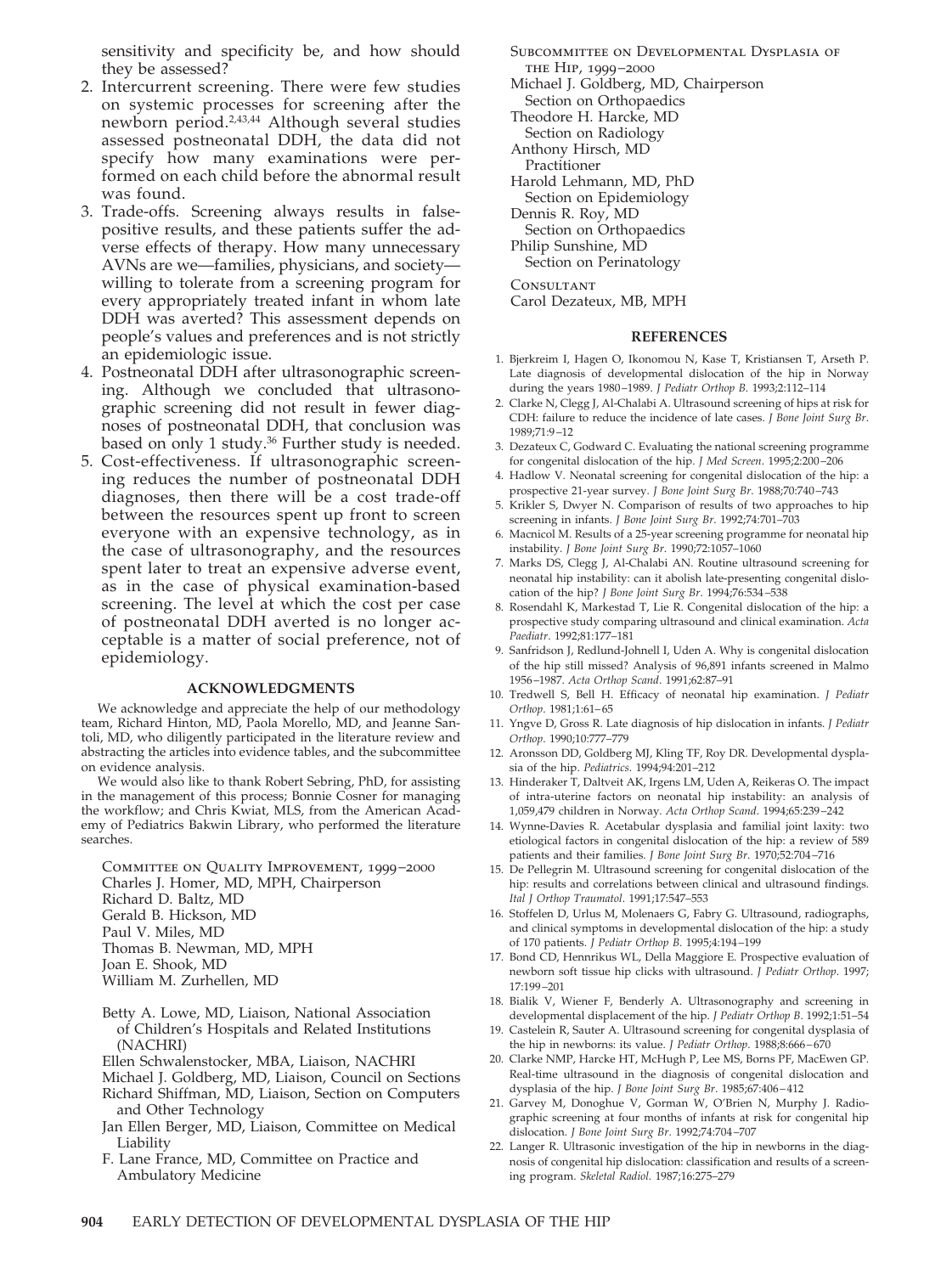sensitivity and specificity be, and how should they be assessed?

2. Intercurrent screening. There were few studies on systemic processes for screening after the newborn period.[2,43,44] Although several studies assessed postneonatal DDH, the data did not specify how many examinations were performed on each child before the abnormal result was found.
3. Trade-offs. Screening always results in false-positive results, and these patients suffer the adverse effects of therapy. How many unnecessary AVNs are we—families, physicians, and society—willing to tolerate from a screening program for every appropriately treated infant in whom late DDH was averted? This assessment depends on people's values and preferences and is not strictly an epidemiologic issue.
4. Postneonatal DDH after ultrasonographic screening. Although we concluded that ultrasonographic screening did not result in fewer diagnoses of postneonatal DDH, that conclusion was based on only 1 study.[36] Further study is needed.
5. Cost-effectiveness. If ultrasonographic screening reduces the number of postneonatal DDH diagnoses, then there will be a cost trade-off between the resources spent up front to screen everyone with an expensive technology, as in the case of ultrasonography, and the resources spent later to treat an expensive adverse event, as in the case of physical examination-based screening. The level at which the cost per case of postneonatal DDH averted is no longer acceptable is a matter of social preference, not of epidemiology.

## ACKNOWLEDGMENTS

We acknowledge and appreciate the help of our methodology team, Richard Hinton, MD, Paola Morello, MD, and Jeanne Santoli, MD, who diligently participated in the literature review and abstracting the articles into evidence tables, and the subcommittee on evidence analysis.

We would also like to thank Robert Sebring, PhD, for assisting in the management of this process; Bonnie Cosner for managing the workflow; and Chris Kwiat, MLS, from the American Academy of Pediatrics Bakwin Library, who performed the literature searches.

Committee on Quality Improvement, 1999–2000
Charles J. Homer, MD, MPH, Chairperson
Richard D. Baltz, MD
Gerald B. Hickson, MD
Paul V. Miles, MD
Thomas B. Newman, MD, MPH
Joan E. Shook, MD
William M. Zurhellen, MD

Betty A. Lowe, MD, Liaison, National Association of Children's Hospitals and Related Institutions (NACHRI)
Ellen Schwalenstocker, MBA, Liaison, NACHRI
Michael J. Goldberg, MD, Liaison, Council on Sections
Richard Shiffman, MD, Liaison, Section on Computers and Other Technology
Jan Ellen Berger, MD, Liaison, Committee on Medical Liability
F. Lane France, MD, Committee on Practice and Ambulatory Medicine

Subcommittee on Developmental Dysplasia of the Hip, 1999–2000
Michael J. Goldberg, MD, Chairperson
Section on Orthopaedics
Theodore H. Harcke, MD
Section on Radiology
Anthony Hirsch, MD
Practitioner
Harold Lehmann, MD, PhD
Section on Epidemiology
Dennis R. Roy, MD
Section on Orthopaedics
Philip Sunshine, MD
Section on Perinatology

Consultant
Carol Dezateux, MB, MPH

## REFERENCES

1. Bjerkreim I, Hagen O, Ikonomou N, Kase T, Kristiansen T, Arseth P. Late diagnosis of developmental dislocation of the hip in Norway during the years 1980–1989. *J Pediatr Orthop B*. 1993;2:112–114
2. Clarke N, Clegg J, Al-Chalabi A. Ultrasound screening of hips at risk for CDH: failure to reduce the incidence of late cases. *J Bone Joint Surg Br*. 1989;71:9–12
3. Dezateux C, Godward C. Evaluating the national screening programme for congenital dislocation of the hip. *J Med Screen*. 1995;2:200–206
4. Hadlow V. Neonatal screening for congenital dislocation of the hip: a prospective 21-year survey. *J Bone Joint Surg Br*. 1988;70:740–743
5. Krikler S, Dwyer N. Comparison of results of two approaches to hip screening in infants. *J Bone Joint Surg Br*. 1992;74:701–703
6. Macnicol M. Results of a 25-year screening programme for neonatal hip instability. *J Bone Joint Surg Br*. 1990;72:1057–1060
7. Marks DS, Clegg J, Al-Chalabi AN. Routine ultrasound screening for neonatal hip instability: can it abolish late-presenting congenital dislocation of the hip? *J Bone Joint Surg Br*. 1994;76:534–538
8. Rosendahl K, Markestad T, Lie R. Congenital dislocation of the hip: a prospective study comparing ultrasound and clinical examination. *Acta Paediatr*. 1992;81:177–181
9. Sanfridson J, Redlund-Johnell I, Uden A. Why is congenital dislocation of the hip still missed? Analysis of 96,891 infants screened in Malmo 1956–1987. *Acta Orthop Scand*. 1991;62:87–91
10. Tredwell S, Bell H. Efficacy of neonatal hip examination. *J Pediatr Orthop*. 1981;1:61–65
11. Yngve D, Gross R. Late diagnosis of hip dislocation in infants. *J Pediatr Orthop*. 1990;10:777–779
12. Aronsson DD, Goldberg MJ, Kling TF, Roy DR. Developmental dysplasia of the hip. *Pediatrics*. 1994;94:201–212
13. Hinderaker T, Daltveit AK, Irgens LM, Uden A, Reikeras O. The impact of intra-uterine factors on neonatal hip instability: an analysis of 1,059,479 children in Norway. *Acta Orthop Scand*. 1994;65:239–242
14. Wynne-Davies R. Acetabular dysplasia and familial joint laxity: two etiological factors in congenital dislocation of the hip: a review of 589 patients and their families. *J Bone Joint Surg Br*. 1970;52:704–716
15. De Pellegrin M. Ultrasound screening for congenital dislocation of the hip: results and correlations between clinical and ultrasound findings. *Ital J Orthop Traumatol*. 1991;17:547–553
16. Stoffelen D, Urlus M, Molenaers G, Fabry G. Ultrasound, radiographs, and clinical symptoms in developmental dislocation of the hip: a study of 170 patients. *J Pediatr Orthop B*. 1995;4:194–199
17. Bond CD, Hennrikus WL, Della Maggiore E. Prospective evaluation of newborn soft tissue hip clicks with ultrasound. *J Pediatr Orthop*. 1997;17:199–201
18. Bialik V, Wiener F, Benderly A. Ultrasonography and screening in developmental displacement of the hip. *J Pediatr Orthop B*. 1992;1:51–54
19. Castelein R, Sauter A. Ultrasound screening for congenital dysplasia of the hip in newborns: its value. *J Pediatr Orthop*. 1988;8:666–670
20. Clarke NMP, Harcke HT, McHugh P, Lee MS, Borns PF, MacEwen GP. Real-time ultrasound in the diagnosis of congenital dislocation and dysplasia of the hip. *J Bone Joint Surg Br*. 1985;67:406–412
21. Garvey M, Donoghue V, Gorman W, O'Brien N, Murphy J. Radiographic screening at four months of infants at risk for congenital hip dislocation. *J Bone Joint Surg Br*. 1992;74:704–707
22. Langer R. Ultrasonic investigation of the hip in newborns in the diagnosis of congenital hip dislocation: classification and results of a screening program. *Skeletal Radiol*. 1987;16:275–279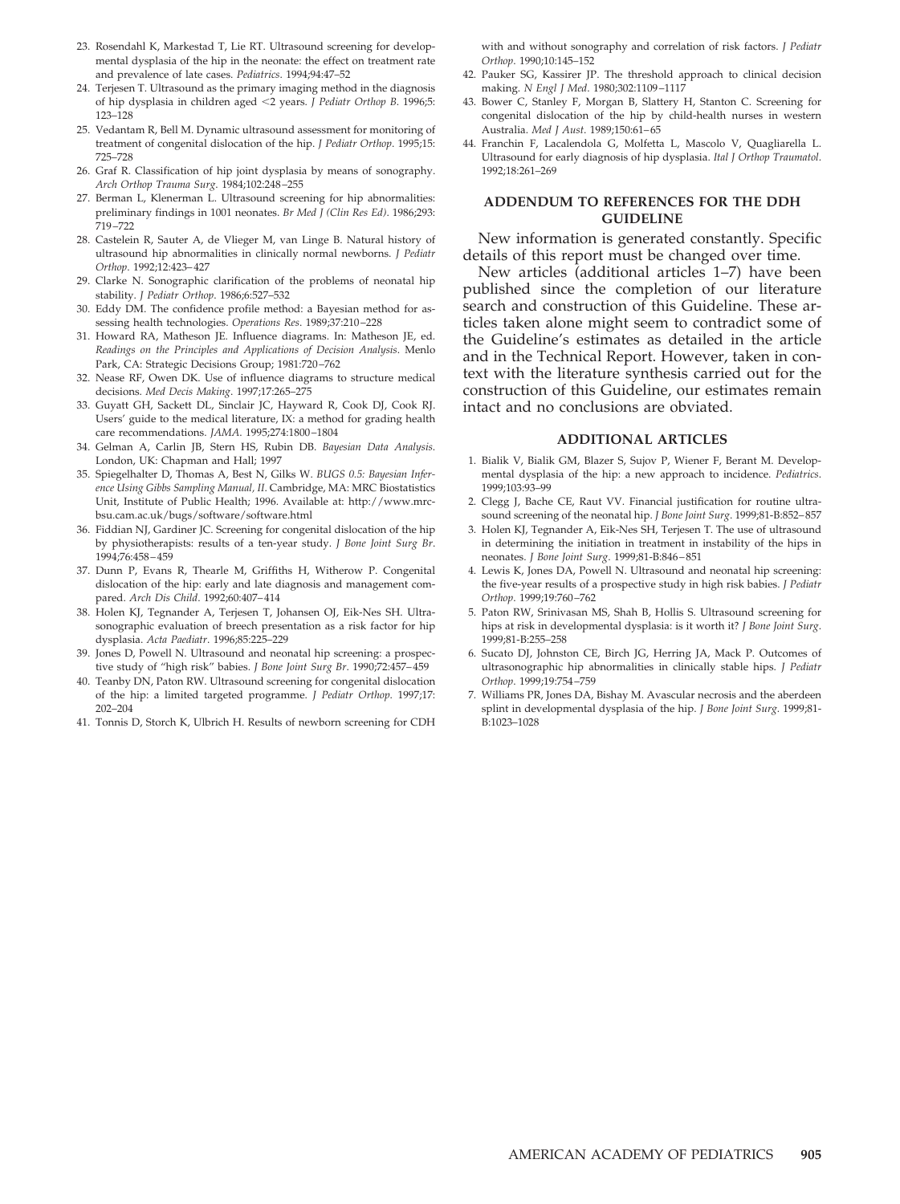23. Rosendahl K, Markestad T, Lie RT. Ultrasound screening for developmental dysplasia of the hip in the neonate: the effect on treatment rate and prevalence of late cases. *Pediatrics*. 1994;94:47–52
24. Terjesen T. Ultrasound as the primary imaging method in the diagnosis of hip dysplasia in children aged <2 years. *J Pediatr Orthop B*. 1996;5: 123–128
25. Vedantam R, Bell M. Dynamic ultrasound assessment for monitoring of treatment of congenital dislocation of the hip. *J Pediatr Orthop*. 1995;15: 725–728
26. Graf R. Classification of hip joint dysplasia by means of sonography. *Arch Orthop Trauma Surg*. 1984;102:248–255
27. Berman L, Klenerman L. Ultrasound screening for hip abnormalities: preliminary findings in 1001 neonates. *Br Med J (Clin Res Ed)*. 1986;293: 719–722
28. Castelein R, Sauter A, de Vlieger M, van Linge B. Natural history of ultrasound hip abnormalities in clinically normal newborns. *J Pediatr Orthop*. 1992;12:423–427
29. Clarke N. Sonographic clarification of the problems of neonatal hip stability. *J Pediatr Orthop*. 1986;6:527–532
30. Eddy DM. The confidence profile method: a Bayesian method for assessing health technologies. *Operations Res*. 1989;37:210–228
31. Howard RA, Matheson JE. Influence diagrams. In: Matheson JE, ed. *Readings on the Principles and Applications of Decision Analysis*. Menlo Park, CA: Strategic Decisions Group; 1981:720–762
32. Nease RF, Owen DK. Use of influence diagrams to structure medical decisions. *Med Decis Making*. 1997;17:265–275
33. Guyatt GH, Sackett DL, Sinclair JC, Hayward R, Cook DJ, Cook RJ. Users' guide to the medical literature, IX: a method for grading health care recommendations. *JAMA*. 1995;274:1800–1804
34. Gelman A, Carlin JB, Stern HS, Rubin DB. *Bayesian Data Analysis*. London, UK: Chapman and Hall; 1997
35. Spiegelhalter D, Thomas A, Best N, Gilks W. *BUGS 0.5: Bayesian Inference Using Gibbs Sampling Manual, II*. Cambridge, MA: MRC Biostatistics Unit, Institute of Public Health; 1996. Available at: http://www.mrc-bsu.cam.ac.uk/bugs/software/software.html
36. Fiddian NJ, Gardiner JC. Screening for congenital dislocation of the hip by physiotherapists: results of a ten-year study. *J Bone Joint Surg Br*. 1994;76:458–459
37. Dunn P, Evans R, Thearle M, Griffiths H, Witherow P. Congenital dislocation of the hip: early and late diagnosis and management compared. *Arch Dis Child*. 1992;60:407–414
38. Holen KJ, Tegnander A, Terjesen T, Johansen OJ, Eik-Nes SH. Ultrasonographic evaluation of breech presentation as a risk factor for hip dysplasia. *Acta Paediatr*. 1996;85:225–229
39. Jones D, Powell N. Ultrasound and neonatal hip screening: a prospective study of "high risk" babies. *J Bone Joint Surg Br*. 1990;72:457–459
40. Teanby DN, Paton RW. Ultrasound screening for congenital dislocation of the hip: a limited targeted programme. *J Pediatr Orthop*. 1997;17: 202–204
41. Tonnis D, Storch K, Ulbrich H. Results of newborn screening for CDH with and without sonography and correlation of risk factors. *J Pediatr Orthop*. 1990;10:145–152
42. Pauker SG, Kassirer JP. The threshold approach to clinical decision making. *N Engl J Med*. 1980;302:1109–1117
43. Bower C, Stanley F, Morgan B, Slattery H, Stanton C. Screening for congenital dislocation of the hip by child-health nurses in western Australia. *Med J Aust*. 1989;150:61–65
44. Franchin F, Lacalendola G, Molfetta L, Mascolo V, Quagliarella L. Ultrasound for early diagnosis of hip dysplasia. *Ital J Orthop Traumatol*. 1992;18:261–269

## ADDENDUM TO REFERENCES FOR THE DDH GUIDELINE

New information is generated constantly. Specific details of this report must be changed over time.

New articles (additional articles 1–7) have been published since the completion of our literature search and construction of this Guideline. These articles taken alone might seem to contradict some of the Guideline's estimates as detailed in the article and in the Technical Report. However, taken in context with the literature synthesis carried out for the construction of this Guideline, our estimates remain intact and no conclusions are obviated.

### ADDITIONAL ARTICLES

1. Bialik V, Bialik GM, Blazer S, Sujov P, Wiener F, Berant M. Developmental dysplasia of the hip: a new approach to incidence. *Pediatrics*. 1999;103:93–99
2. Clegg J, Bache CE, Raut VV. Financial justification for routine ultrasound screening of the neonatal hip. *J Bone Joint Surg*. 1999;81-B:852–857
3. Holen KJ, Tegnander A, Eik-Nes SH, Terjesen T. The use of ultrasound in determining the initiation in treatment in instability of the hips in neonates. *J Bone Joint Surg*. 1999;81-B:846–851
4. Lewis K, Jones DA, Powell N. Ultrasound and neonatal hip screening: the five-year results of a prospective study in high risk babies. *J Pediatr Orthop*. 1999;19:760–762
5. Paton RW, Srinivasan MS, Shah B, Hollis S. Ultrasound screening for hips at risk in developmental dysplasia: is it worth it? *J Bone Joint Surg*. 1999;81-B:255–258
6. Sucato DJ, Johnston CE, Birch JG, Herring JA, Mack P. Outcomes of ultrasonographic hip abnormalities in clinically stable hips. *J Pediatr Orthop*. 1999;19:754–759
7. Williams PR, Jones DA, Bishay M. Avascular necrosis and the aberdeen splint in developmental dysplasia of the hip. *J Bone Joint Surg*. 1999;81-B:1023–1028